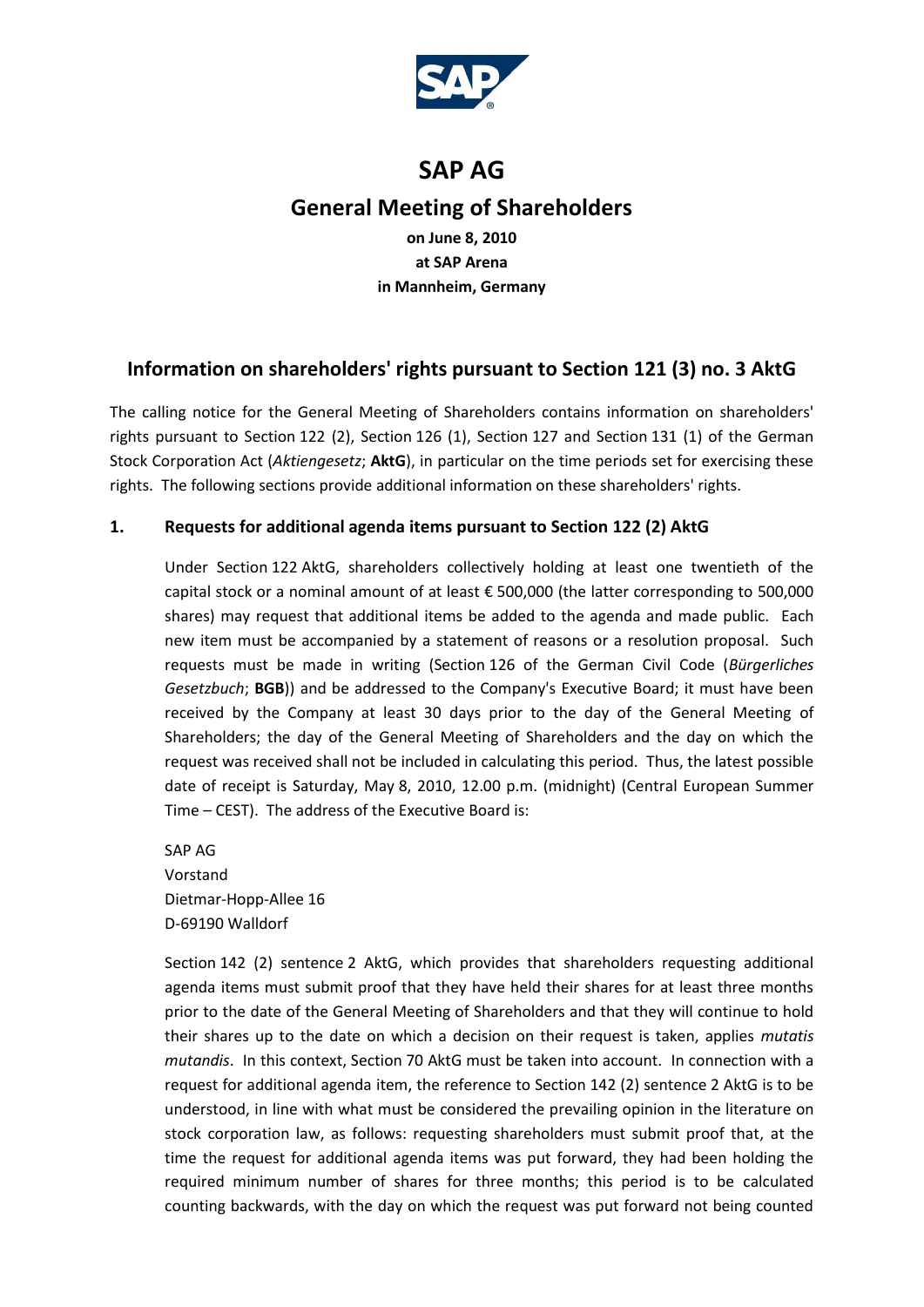# SAP AG

## General Meeting of Shareholders

**on June 8, 2010**
**at SAP Arena**
**in Mannheim, Germany**

## Information on shareholders' rights pursuant to Section 121 (3) no. 3 AktG

The calling notice for the General Meeting of Shareholders contains information on shareholders' rights pursuant to Section 122 (2), Section 126 (1), Section 127 and Section 131 (1) of the German Stock Corporation Act (*Aktiengesetz*; **AktG**), in particular on the time periods set for exercising these rights. The following sections provide additional information on these shareholders' rights.

### 1. Requests for additional agenda items pursuant to Section 122 (2) AktG

Under Section 122 AktG, shareholders collectively holding at least one twentieth of the capital stock or a nominal amount of at least € 500,000 (the latter corresponding to 500,000 shares) may request that additional items be added to the agenda and made public. Each new item must be accompanied by a statement of reasons or a resolution proposal. Such requests must be made in writing (Section 126 of the German Civil Code (*Bürgerliches Gesetzbuch*; **BGB**)) and be addressed to the Company's Executive Board; it must have been received by the Company at least 30 days prior to the day of the General Meeting of Shareholders; the day of the General Meeting of Shareholders and the day on which the request was received shall not be included in calculating this period. Thus, the latest possible date of receipt is Saturday, May 8, 2010, 12.00 p.m. (midnight) (Central European Summer Time – CEST). The address of the Executive Board is:

SAP AG
Vorstand
Dietmar-Hopp-Allee 16
D-69190 Walldorf

Section 142 (2) sentence 2 AktG, which provides that shareholders requesting additional agenda items must submit proof that they have held their shares for at least three months prior to the date of the General Meeting of Shareholders and that they will continue to hold their shares up to the date on which a decision on their request is taken, applies *mutatis mutandis*. In this context, Section 70 AktG must be taken into account. In connection with a request for additional agenda item, the reference to Section 142 (2) sentence 2 AktG is to be understood, in line with what must be considered the prevailing opinion in the literature on stock corporation law, as follows: requesting shareholders must submit proof that, at the time the request for additional agenda items was put forward, they had been holding the required minimum number of shares for three months; this period is to be calculated counting backwards, with the day on which the request was put forward not being counted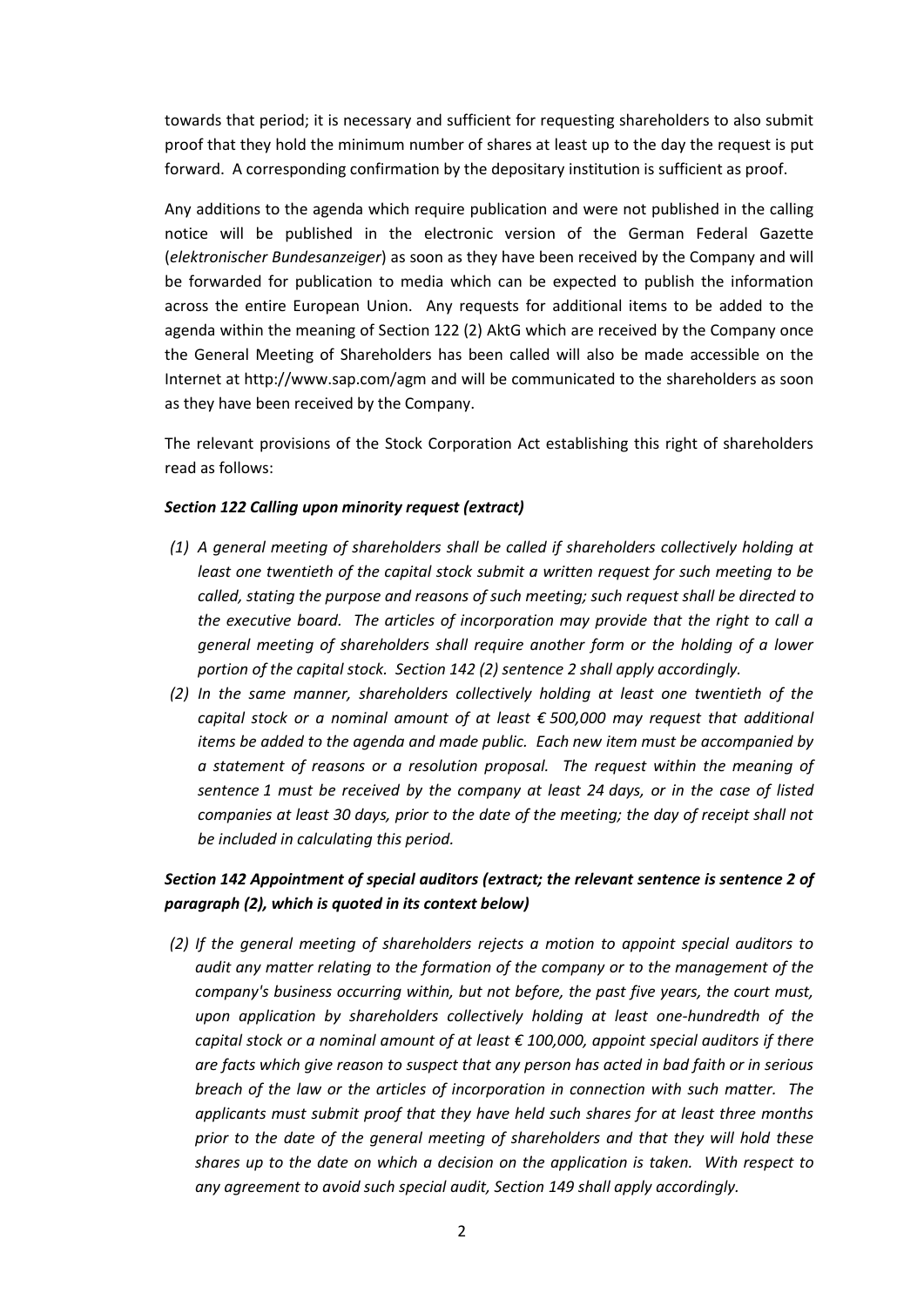towards that period; it is necessary and sufficient for requesting shareholders to also submit proof that they hold the minimum number of shares at least up to the day the request is put forward. A corresponding confirmation by the depositary institution is sufficient as proof.

Any additions to the agenda which require publication and were not published in the calling notice will be published in the electronic version of the German Federal Gazette (*elektronischer Bundesanzeiger*) as soon as they have been received by the Company and will be forwarded for publication to media which can be expected to publish the information across the entire European Union. Any requests for additional items to be added to the agenda within the meaning of Section 122 (2) AktG which are received by the Company once the General Meeting of Shareholders has been called will also be made accessible on the Internet at http://www.sap.com/agm and will be communicated to the shareholders as soon as they have been received by the Company.

The relevant provisions of the Stock Corporation Act establishing this right of shareholders read as follows:

***Section 122 Calling upon minority request (extract)***

*(1) A general meeting of shareholders shall be called if shareholders collectively holding at least one twentieth of the capital stock submit a written request for such meeting to be called, stating the purpose and reasons of such meeting; such request shall be directed to the executive board. The articles of incorporation may provide that the right to call a general meeting of shareholders shall require another form or the holding of a lower portion of the capital stock. Section 142 (2) sentence 2 shall apply accordingly.*

*(2) In the same manner, shareholders collectively holding at least one twentieth of the capital stock or a nominal amount of at least € 500,000 may request that additional items be added to the agenda and made public. Each new item must be accompanied by a statement of reasons or a resolution proposal. The request within the meaning of sentence 1 must be received by the company at least 24 days, or in the case of listed companies at least 30 days, prior to the date of the meeting; the day of receipt shall not be included in calculating this period.*

***Section 142 Appointment of special auditors (extract; the relevant sentence is sentence 2 of paragraph (2), which is quoted in its context below)***

*(2) If the general meeting of shareholders rejects a motion to appoint special auditors to audit any matter relating to the formation of the company or to the management of the company's business occurring within, but not before, the past five years, the court must, upon application by shareholders collectively holding at least one-hundredth of the capital stock or a nominal amount of at least € 100,000, appoint special auditors if there are facts which give reason to suspect that any person has acted in bad faith or in serious breach of the law or the articles of incorporation in connection with such matter. The applicants must submit proof that they have held such shares for at least three months prior to the date of the general meeting of shareholders and that they will hold these shares up to the date on which a decision on the application is taken. With respect to any agreement to avoid such special audit, Section 149 shall apply accordingly.*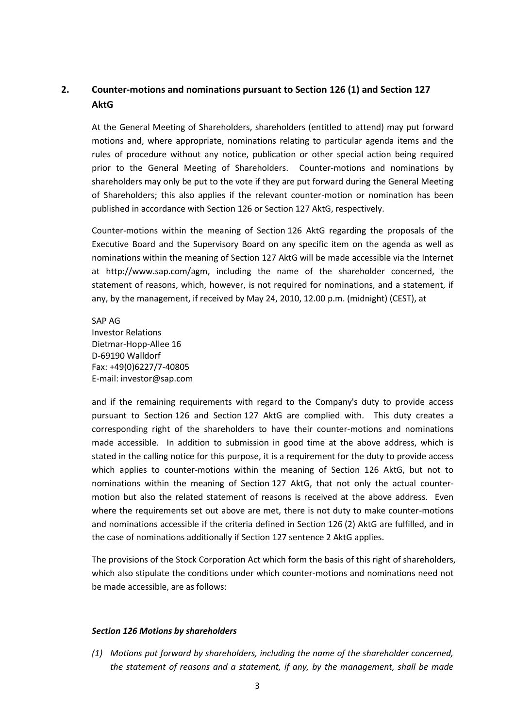## 2. Counter-motions and nominations pursuant to Section 126 (1) and Section 127 AktG

At the General Meeting of Shareholders, shareholders (entitled to attend) may put forward motions and, where appropriate, nominations relating to particular agenda items and the rules of procedure without any notice, publication or other special action being required prior to the General Meeting of Shareholders. Counter-motions and nominations by shareholders may only be put to the vote if they are put forward during the General Meeting of Shareholders; this also applies if the relevant counter-motion or nomination has been published in accordance with Section 126 or Section 127 AktG, respectively.

Counter-motions within the meaning of Section 126 AktG regarding the proposals of the Executive Board and the Supervisory Board on any specific item on the agenda as well as nominations within the meaning of Section 127 AktG will be made accessible via the Internet at http://www.sap.com/agm, including the name of the shareholder concerned, the statement of reasons, which, however, is not required for nominations, and a statement, if any, by the management, if received by May 24, 2010, 12.00 p.m. (midnight) (CEST), at

SAP AG
Investor Relations
Dietmar-Hopp-Allee 16
D-69190 Walldorf
Fax: +49(0)6227/7-40805
E-mail: investor@sap.com

and if the remaining requirements with regard to the Company's duty to provide access pursuant to Section 126 and Section 127 AktG are complied with. This duty creates a corresponding right of the shareholders to have their counter-motions and nominations made accessible. In addition to submission in good time at the above address, which is stated in the calling notice for this purpose, it is a requirement for the duty to provide access which applies to counter-motions within the meaning of Section 126 AktG, but not to nominations within the meaning of Section 127 AktG, that not only the actual counter-motion but also the related statement of reasons is received at the above address. Even where the requirements set out above are met, there is not duty to make counter-motions and nominations accessible if the criteria defined in Section 126 (2) AktG are fulfilled, and in the case of nominations additionally if Section 127 sentence 2 AktG applies.

The provisions of the Stock Corporation Act which form the basis of this right of shareholders, which also stipulate the conditions under which counter-motions and nominations need not be made accessible, are as follows:

***Section 126 Motions by shareholders***

*(1) Motions put forward by shareholders, including the name of the shareholder concerned, the statement of reasons and a statement, if any, by the management, shall be made*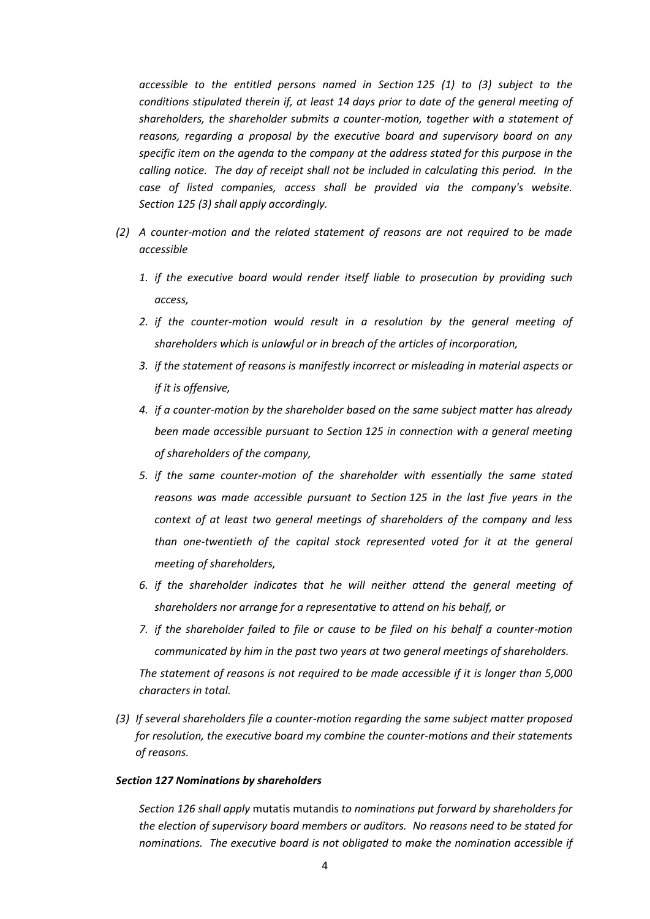*accessible to the entitled persons named in Section 125 (1) to (3) subject to the conditions stipulated therein if, at least 14 days prior to date of the general meeting of shareholders, the shareholder submits a counter-motion, together with a statement of reasons, regarding a proposal by the executive board and supervisory board on any specific item on the agenda to the company at the address stated for this purpose in the calling notice. The day of receipt shall not be included in calculating this period. In the case of listed companies, access shall be provided via the company's website. Section 125 (3) shall apply accordingly.*

*(2) A counter-motion and the related statement of reasons are not required to be made accessible*

*1. if the executive board would render itself liable to prosecution by providing such access,*

*2. if the counter-motion would result in a resolution by the general meeting of shareholders which is unlawful or in breach of the articles of incorporation,*

*3. if the statement of reasons is manifestly incorrect or misleading in material aspects or if it is offensive,*

*4. if a counter-motion by the shareholder based on the same subject matter has already been made accessible pursuant to Section 125 in connection with a general meeting of shareholders of the company,*

*5. if the same counter-motion of the shareholder with essentially the same stated reasons was made accessible pursuant to Section 125 in the last five years in the context of at least two general meetings of shareholders of the company and less than one-twentieth of the capital stock represented voted for it at the general meeting of shareholders,*

*6. if the shareholder indicates that he will neither attend the general meeting of shareholders nor arrange for a representative to attend on his behalf, or*

*7. if the shareholder failed to file or cause to be filed on his behalf a counter-motion communicated by him in the past two years at two general meetings of shareholders.*

*The statement of reasons is not required to be made accessible if it is longer than 5,000 characters in total.*

*(3) If several shareholders file a counter-motion regarding the same subject matter proposed for resolution, the executive board my combine the counter-motions and their statements of reasons.*

***Section 127 Nominations by shareholders***

*Section 126 shall apply* mutatis mutandis *to nominations put forward by shareholders for the election of supervisory board members or auditors. No reasons need to be stated for nominations. The executive board is not obligated to make the nomination accessible if*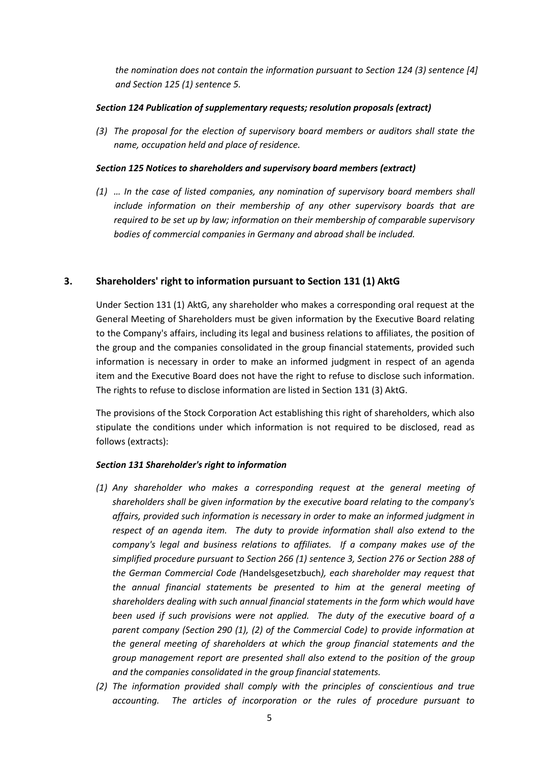*the nomination does not contain the information pursuant to Section 124 (3) sentence [4] and Section 125 (1) sentence 5.*

***Section 124 Publication of supplementary requests; resolution proposals (extract)***

*(3) The proposal for the election of supervisory board members or auditors shall state the name, occupation held and place of residence.*

***Section 125 Notices to shareholders and supervisory board members (extract)***

*(1) … In the case of listed companies, any nomination of supervisory board members shall include information on their membership of any other supervisory boards that are required to be set up by law; information on their membership of comparable supervisory bodies of commercial companies in Germany and abroad shall be included.*

## 3. Shareholders' right to information pursuant to Section 131 (1) AktG

Under Section 131 (1) AktG, any shareholder who makes a corresponding oral request at the General Meeting of Shareholders must be given information by the Executive Board relating to the Company's affairs, including its legal and business relations to affiliates, the position of the group and the companies consolidated in the group financial statements, provided such information is necessary in order to make an informed judgment in respect of an agenda item and the Executive Board does not have the right to refuse to disclose such information. The rights to refuse to disclose information are listed in Section 131 (3) AktG.

The provisions of the Stock Corporation Act establishing this right of shareholders, which also stipulate the conditions under which information is not required to be disclosed, read as follows (extracts):

***Section 131 Shareholder's right to information***

*(1) Any shareholder who makes a corresponding request at the general meeting of shareholders shall be given information by the executive board relating to the company's affairs, provided such information is necessary in order to make an informed judgment in respect of an agenda item. The duty to provide information shall also extend to the company's legal and business relations to affiliates. If a company makes use of the simplified procedure pursuant to Section 266 (1) sentence 3, Section 276 or Section 288 of the German Commercial Code (*Handelsgesetzbuch*), each shareholder may request that the annual financial statements be presented to him at the general meeting of shareholders dealing with such annual financial statements in the form which would have been used if such provisions were not applied. The duty of the executive board of a parent company (Section 290 (1), (2) of the Commercial Code) to provide information at the general meeting of shareholders at which the group financial statements and the group management report are presented shall also extend to the position of the group and the companies consolidated in the group financial statements.*

*(2) The information provided shall comply with the principles of conscientious and true accounting. The articles of incorporation or the rules of procedure pursuant to*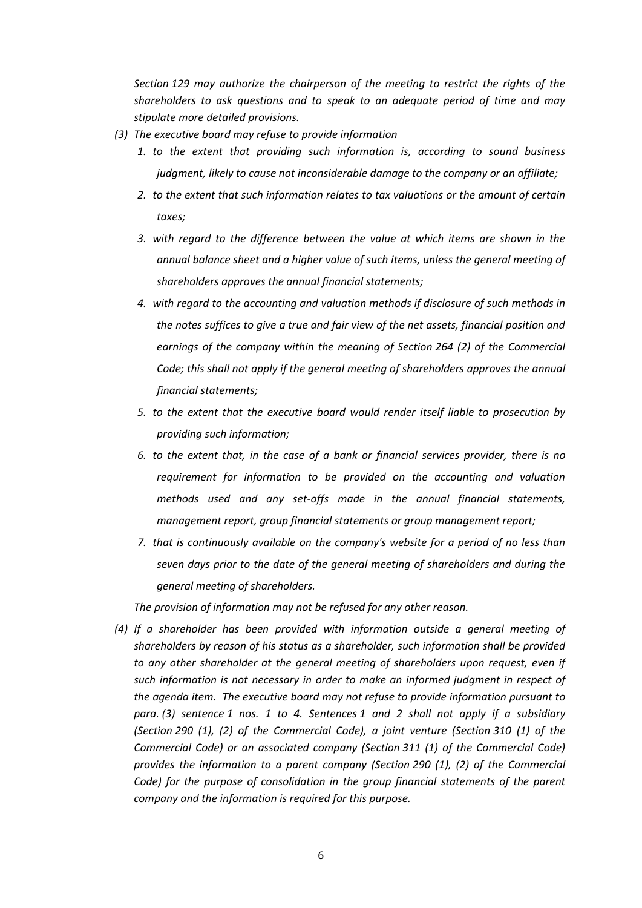*Section 129 may authorize the chairperson of the meeting to restrict the rights of the shareholders to ask questions and to speak to an adequate period of time and may stipulate more detailed provisions.*

*(3) The executive board may refuse to provide information*

*1. to the extent that providing such information is, according to sound business judgment, likely to cause not inconsiderable damage to the company or an affiliate;*

*2. to the extent that such information relates to tax valuations or the amount of certain taxes;*

*3. with regard to the difference between the value at which items are shown in the annual balance sheet and a higher value of such items, unless the general meeting of shareholders approves the annual financial statements;*

*4. with regard to the accounting and valuation methods if disclosure of such methods in the notes suffices to give a true and fair view of the net assets, financial position and earnings of the company within the meaning of Section 264 (2) of the Commercial Code; this shall not apply if the general meeting of shareholders approves the annual financial statements;*

*5. to the extent that the executive board would render itself liable to prosecution by providing such information;*

*6. to the extent that, in the case of a bank or financial services provider, there is no requirement for information to be provided on the accounting and valuation methods used and any set-offs made in the annual financial statements, management report, group financial statements or group management report;*

*7. that is continuously available on the company's website for a period of no less than seven days prior to the date of the general meeting of shareholders and during the general meeting of shareholders.*

*The provision of information may not be refused for any other reason.*

*(4) If a shareholder has been provided with information outside a general meeting of shareholders by reason of his status as a shareholder, such information shall be provided to any other shareholder at the general meeting of shareholders upon request, even if such information is not necessary in order to make an informed judgment in respect of the agenda item. The executive board may not refuse to provide information pursuant to para. (3) sentence 1 nos. 1 to 4. Sentences 1 and 2 shall not apply if a subsidiary (Section 290 (1), (2) of the Commercial Code), a joint venture (Section 310 (1) of the Commercial Code) or an associated company (Section 311 (1) of the Commercial Code) provides the information to a parent company (Section 290 (1), (2) of the Commercial Code) for the purpose of consolidation in the group financial statements of the parent company and the information is required for this purpose.*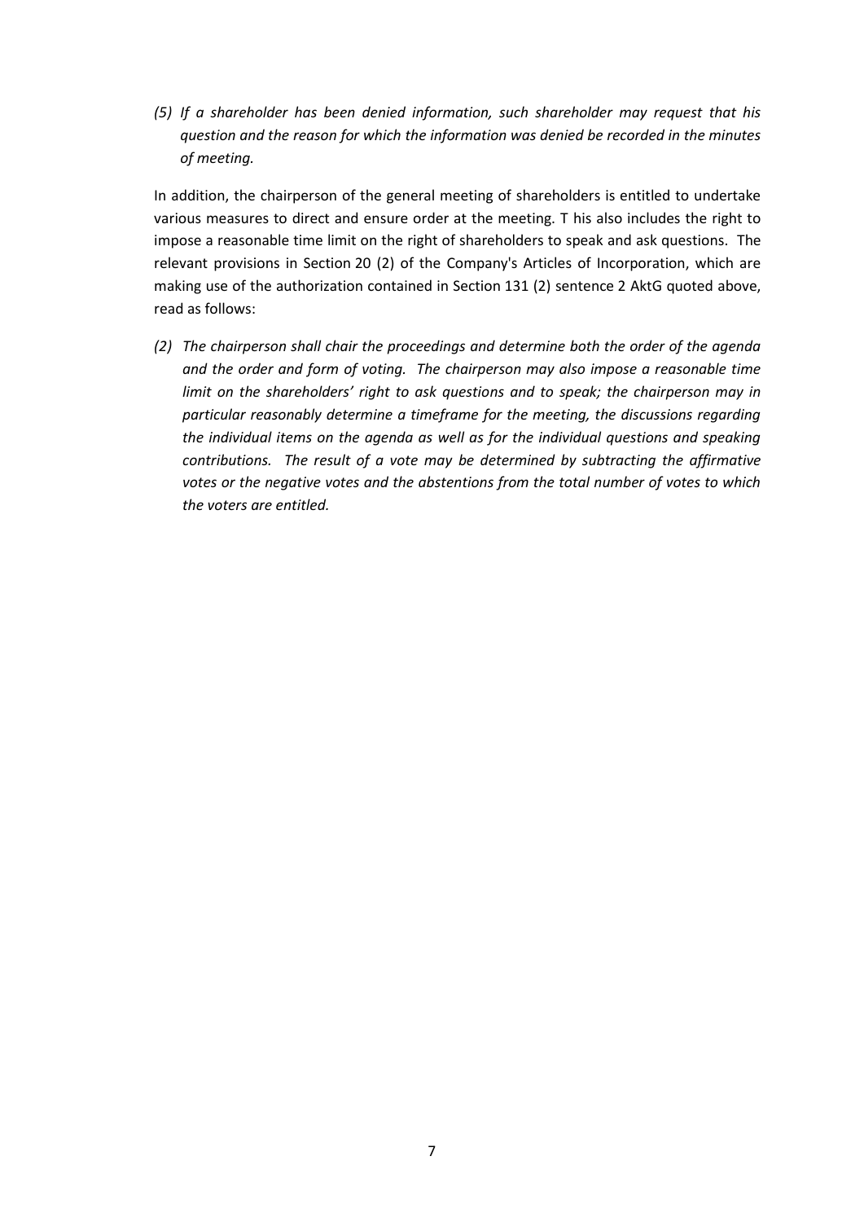*(5) If a shareholder has been denied information, such shareholder may request that his question and the reason for which the information was denied be recorded in the minutes of meeting.*

In addition, the chairperson of the general meeting of shareholders is entitled to undertake various measures to direct and ensure order at the meeting. T his also includes the right to impose a reasonable time limit on the right of shareholders to speak and ask questions. The relevant provisions in Section 20 (2) of the Company's Articles of Incorporation, which are making use of the authorization contained in Section 131 (2) sentence 2 AktG quoted above, read as follows:

*(2) The chairperson shall chair the proceedings and determine both the order of the agenda and the order and form of voting. The chairperson may also impose a reasonable time limit on the shareholders' right to ask questions and to speak; the chairperson may in particular reasonably determine a timeframe for the meeting, the discussions regarding the individual items on the agenda as well as for the individual questions and speaking contributions. The result of a vote may be determined by subtracting the affirmative votes or the negative votes and the abstentions from the total number of votes to which the voters are entitled.*